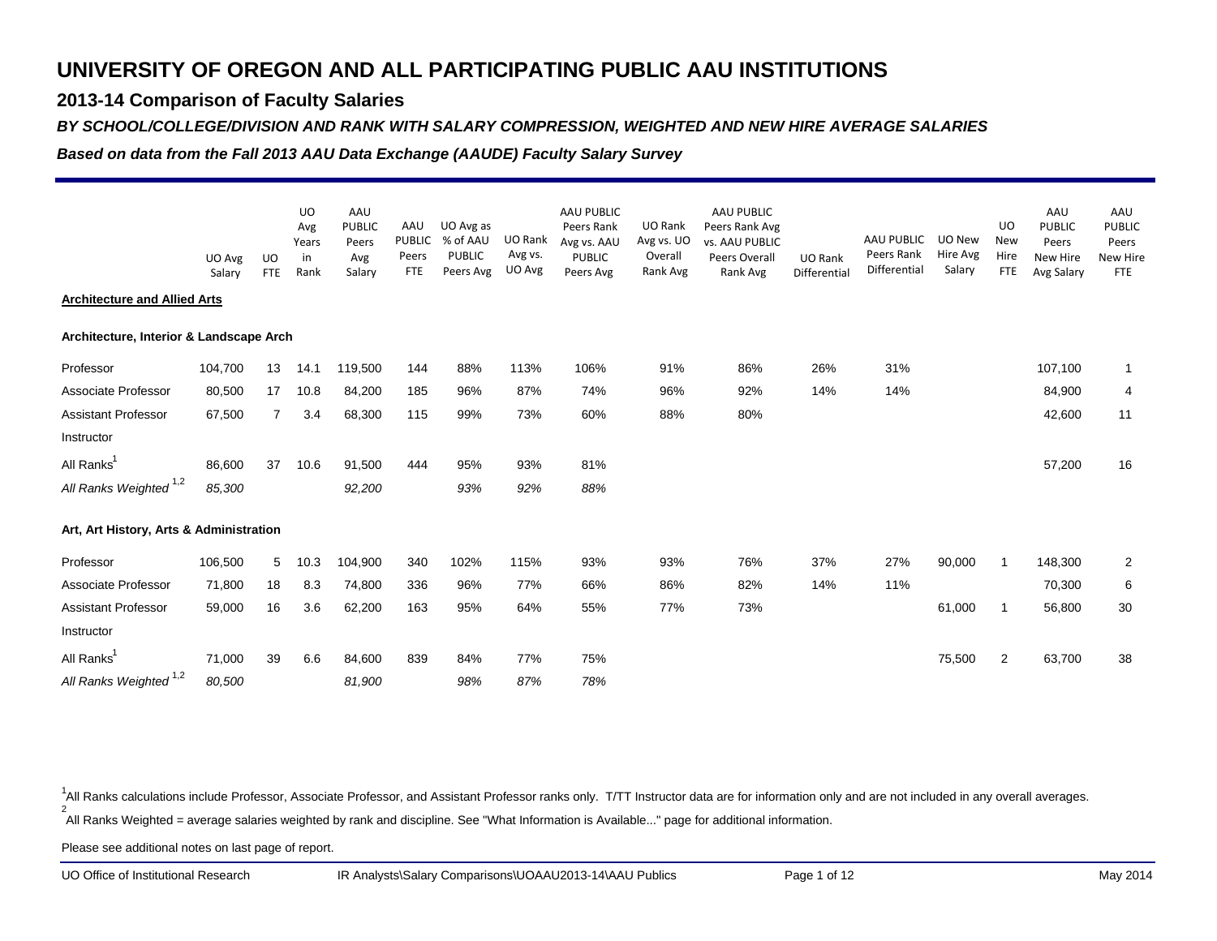# UNIVERSITY OF OREGON AND ALL PARTICIPATING PUBLIC AAU INSTITUTIONS

## 2013-14 Comparison of Faculty Salaries

### *BY SCHOOL/COLLEGE/DIVISION AND RANK WITH SALARY COMPRESSION, WEIGHTED AND NEW HIRE AVERAGE SALARIES*

### *Based on data from the Fall 2013 AAU Data Exchange (AAUDE) Faculty Salary Survey*

| | UO Avg Salary | UO FTE | UO Avg Years in Rank | AAU PUBLIC Peers Avg Salary | AAU PUBLIC Peers FTE | UO Avg as % of AAU PUBLIC Peers Avg | UO Rank Avg vs. UO Avg | AAU PUBLIC Peers Rank Avg vs. AAU PUBLIC Peers Avg | UO Rank Avg vs. UO Overall Rank Avg | AAU PUBLIC Peers Rank Avg vs. AAU PUBLIC Peers Overall Rank Avg | UO Rank Differential | AAU PUBLIC Peers Rank Differential | UO New Hire Avg Salary | UO New Hire FTE | AAU PUBLIC Peers New Hire Avg Salary | AAU PUBLIC Peers New Hire FTE |
|---|---|---|---|---|---|---|---|---|---|---|---|---|---|---|---|---|
| **Architecture and Allied Arts** | | | | | | | | | | | | | | | | |
| **Architecture, Interior & Landscape Arch** | | | | | | | | | | | | | | | | |
| Professor | 104,700 | 13 | 14.1 | 119,500 | 144 | 88% | 113% | 106% | 91% | 86% | 26% | 31% | | | 107,100 | 1 |
| Associate Professor | 80,500 | 17 | 10.8 | 84,200 | 185 | 96% | 87% | 74% | 96% | 92% | 14% | 14% | | | 84,900 | 4 |
| Assistant Professor | 67,500 | 7 | 3.4 | 68,300 | 115 | 99% | 73% | 60% | 88% | 80% | | | | | 42,600 | 11 |
| Instructor | | | | | | | | | | | | | | | | |
| All Ranks[1] | 86,600 | 37 | 10.6 | 91,500 | 444 | 95% | 93% | 81% | | | | | | | 57,200 | 16 |
| *All Ranks Weighted [1,2]* | *85,300* | | | *92,200* | | *93%* | *92%* | *88%* | | | | | | | | |
| **Art, Art History, Arts & Administration** | | | | | | | | | | | | | | | | |
| Professor | 106,500 | 5 | 10.3 | 104,900 | 340 | 102% | 115% | 93% | 93% | 76% | 37% | 27% | 90,000 | 1 | 148,300 | 2 |
| Associate Professor | 71,800 | 18 | 8.3 | 74,800 | 336 | 96% | 77% | 66% | 86% | 82% | 14% | 11% | | | 70,300 | 6 |
| Assistant Professor | 59,000 | 16 | 3.6 | 62,200 | 163 | 95% | 64% | 55% | 77% | 73% | | | 61,000 | 1 | 56,800 | 30 |
| Instructor | | | | | | | | | | | | | | | | |
| All Ranks[1] | 71,000 | 39 | 6.6 | 84,600 | 839 | 84% | 77% | 75% | | | | | 75,500 | 2 | 63,700 | 38 |
| *All Ranks Weighted [1,2]* | *80,500* | | | *81,900* | | *98%* | *87%* | *78%* | | | | | | | | |

[1]All Ranks calculations include Professor, Associate Professor, and Assistant Professor ranks only. T/TT Instructor data are for information only and are not included in any overall averages.

[2]All Ranks Weighted = average salaries weighted by rank and discipline. See "What Information is Available..." page for additional information.

Please see additional notes on last page of report.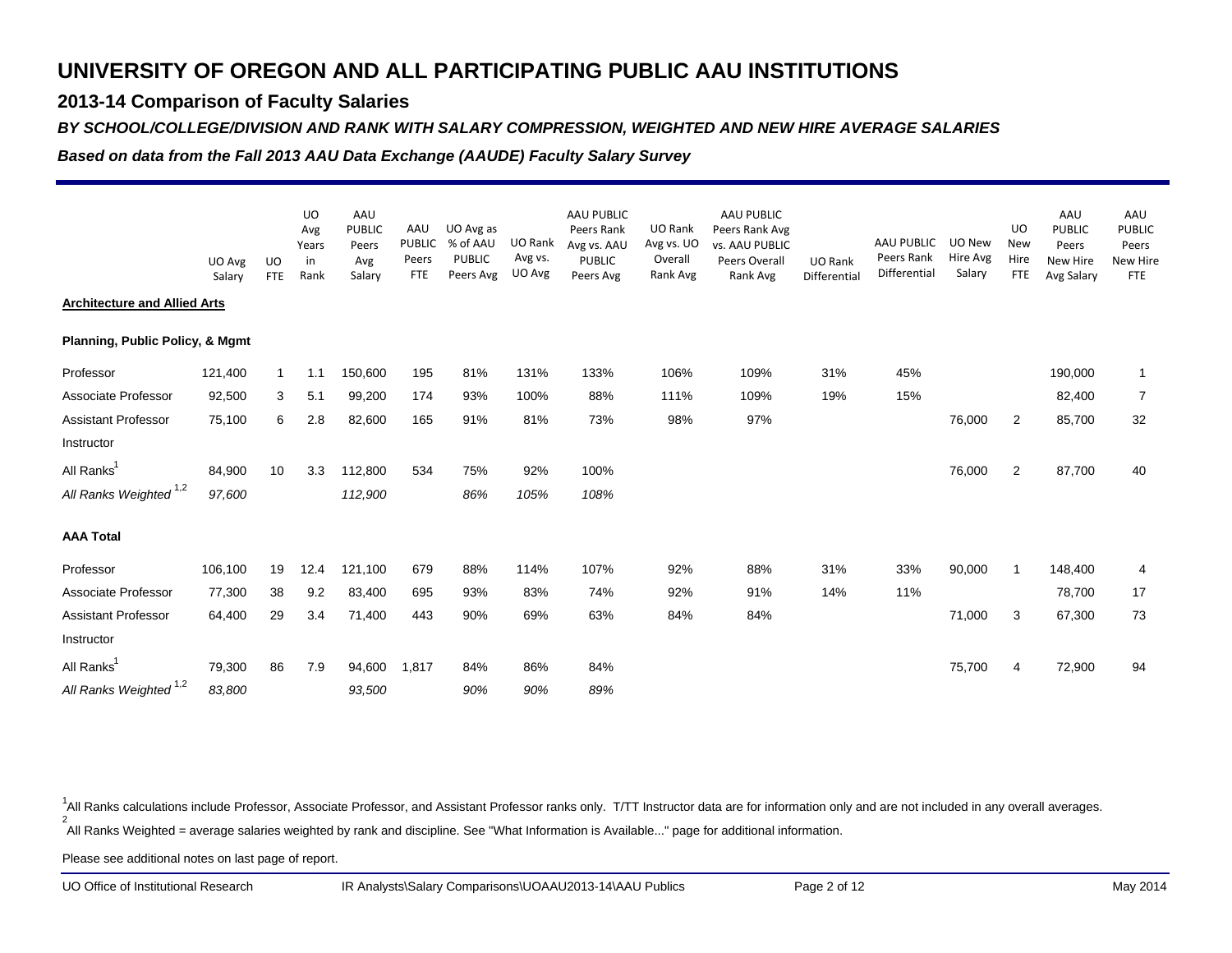# UNIVERSITY OF OREGON AND ALL PARTICIPATING PUBLIC AAU INSTITUTIONS

## 2013-14 Comparison of Faculty Salaries

### *BY SCHOOL/COLLEGE/DIVISION AND RANK WITH SALARY COMPRESSION, WEIGHTED AND NEW HIRE AVERAGE SALARIES*

### *Based on data from the Fall 2013 AAU Data Exchange (AAUDE) Faculty Salary Survey*

| | UO Avg Salary | UO FTE | UO Avg Years in Rank | AAU PUBLIC Peers Avg Salary | AAU PUBLIC Peers FTE | UO Avg as % of AAU PUBLIC Peers Avg | UO Rank Avg vs. UO Avg | AAU PUBLIC Peers Rank Avg vs. AAU PUBLIC Peers Avg | UO Rank Avg vs. UO Overall Rank Avg | AAU PUBLIC Peers Rank Avg vs. AAU PUBLIC Peers Overall Rank Avg | UO Rank Differential | AAU PUBLIC Peers Rank Differential | UO New Hire Avg Salary | UO New Hire FTE | AAU PUBLIC Peers New Hire Avg Salary | AAU PUBLIC Peers New Hire FTE |
|---|---|---|---|---|---|---|---|---|---|---|---|---|---|---|---|---|
| **Architecture and Allied Arts** | | | | | | | | | | | | | | | | |
| **Planning, Public Policy, & Mgmt** | | | | | | | | | | | | | | | | |
| Professor | 121,400 | 1 | 1.1 | 150,600 | 195 | 81% | 131% | 133% | 106% | 109% | 31% | 45% | | | 190,000 | 1 |
| Associate Professor | 92,500 | 3 | 5.1 | 99,200 | 174 | 93% | 100% | 88% | 111% | 109% | 19% | 15% | | | 82,400 | 7 |
| Assistant Professor | 75,100 | 6 | 2.8 | 82,600 | 165 | 91% | 81% | 73% | 98% | 97% | | | 76,000 | 2 | 85,700 | 32 |
| Instructor | | | | | | | | | | | | | | | | |
| All Ranks[1] | 84,900 | 10 | 3.3 | 112,800 | 534 | 75% | 92% | 100% | | | | | 76,000 | 2 | 87,700 | 40 |
| *All Ranks Weighted [1,2]* | *97,600* | | | *112,900* | | *86%* | *105%* | *108%* | | | | | | | | |
| **AAA Total** | | | | | | | | | | | | | | | | |
| Professor | 106,100 | 19 | 12.4 | 121,100 | 679 | 88% | 114% | 107% | 92% | 88% | 31% | 33% | 90,000 | 1 | 148,400 | 4 |
| Associate Professor | 77,300 | 38 | 9.2 | 83,400 | 695 | 93% | 83% | 74% | 92% | 91% | 14% | 11% | | | 78,700 | 17 |
| Assistant Professor | 64,400 | 29 | 3.4 | 71,400 | 443 | 90% | 69% | 63% | 84% | 84% | | | 71,000 | 3 | 67,300 | 73 |
| Instructor | | | | | | | | | | | | | | | | |
| All Ranks[1] | 79,300 | 86 | 7.9 | 94,600 | 1,817 | 84% | 86% | 84% | | | | | 75,700 | 4 | 72,900 | 94 |
| *All Ranks Weighted [1,2]* | *83,800* | | | *93,500* | | *90%* | *90%* | *89%* | | | | | | | | |

[1]All Ranks calculations include Professor, Associate Professor, and Assistant Professor ranks only. T/TT Instructor data are for information only and are not included in any overall averages.

[2]All Ranks Weighted = average salaries weighted by rank and discipline. See "What Information is Available..." page for additional information.

Please see additional notes on last page of report.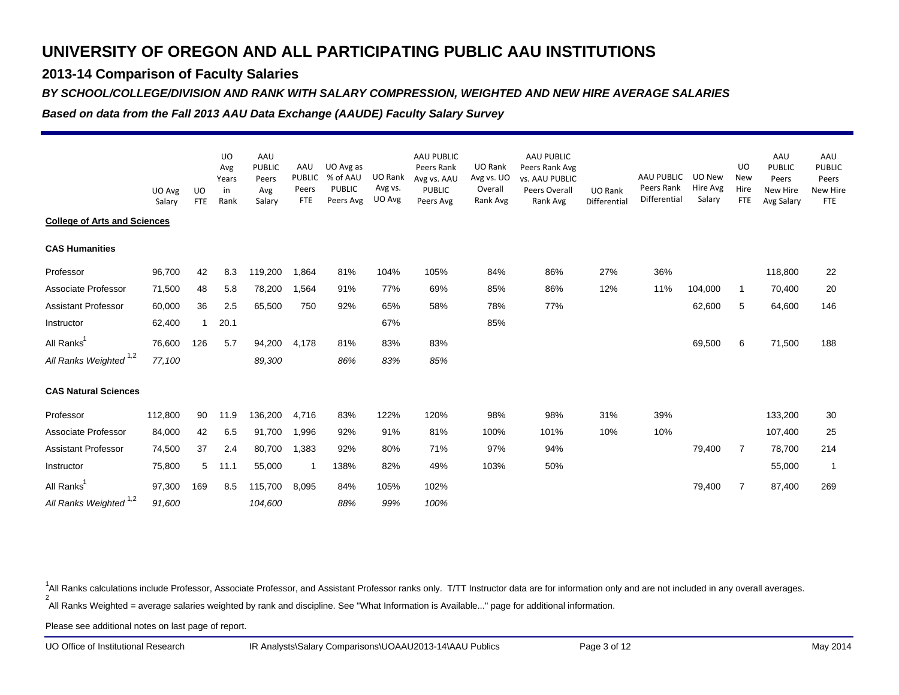# UNIVERSITY OF OREGON AND ALL PARTICIPATING PUBLIC AAU INSTITUTIONS

## 2013-14 Comparison of Faculty Salaries

### *BY SCHOOL/COLLEGE/DIVISION AND RANK WITH SALARY COMPRESSION, WEIGHTED AND NEW HIRE AVERAGE SALARIES*

### *Based on data from the Fall 2013 AAU Data Exchange (AAUDE) Faculty Salary Survey*

| | UO Avg Salary | UO FTE | UO Avg Years in Rank | AAU PUBLIC Peers Avg Salary | AAU PUBLIC Peers FTE | UO Avg as % of AAU PUBLIC Peers Avg | UO Rank Avg vs. UO Avg | AAU PUBLIC Peers Rank Avg vs. AAU PUBLIC Peers Avg | UO Rank Avg vs. UO Overall Rank Avg | AAU PUBLIC Peers Rank Avg vs. AAU PUBLIC Peers Overall Rank Avg | UO Rank Differential | AAU PUBLIC Peers Rank Differential | UO New Hire Avg Salary | UO New Hire FTE | AAU PUBLIC Peers New Hire Avg Salary | AAU PUBLIC Peers New Hire FTE |
|---|---|---|---|---|---|---|---|---|---|---|---|---|---|---|---|---|
| **College of Arts and Sciences** | | | | | | | | | | | | | | | | |
| **CAS Humanities** | | | | | | | | | | | | | | | | |
| Professor | 96,700 | 42 | 8.3 | 119,200 | 1,864 | 81% | 104% | 105% | 84% | 86% | 27% | 36% | | | 118,800 | 22 |
| Associate Professor | 71,500 | 48 | 5.8 | 78,200 | 1,564 | 91% | 77% | 69% | 85% | 86% | 12% | 11% | 104,000 | 1 | 70,400 | 20 |
| Assistant Professor | 60,000 | 36 | 2.5 | 65,500 | 750 | 92% | 65% | 58% | 78% | 77% | | | 62,600 | 5 | 64,600 | 146 |
| Instructor | 62,400 | 1 | 20.1 | | | | 67% | | 85% | | | | | | | |
| All Ranks[1] | 76,600 | 126 | 5.7 | 94,200 | 4,178 | 81% | 83% | 83% | | | | | 69,500 | 6 | 71,500 | 188 |
| *All Ranks Weighted [1,2]* | *77,100* | | | *89,300* | | *86%* | *83%* | *85%* | | | | | | | | |
| **CAS Natural Sciences** | | | | | | | | | | | | | | | | |
| Professor | 112,800 | 90 | 11.9 | 136,200 | 4,716 | 83% | 122% | 120% | 98% | 98% | 31% | 39% | | | 133,200 | 30 |
| Associate Professor | 84,000 | 42 | 6.5 | 91,700 | 1,996 | 92% | 91% | 81% | 100% | 101% | 10% | 10% | | | 107,400 | 25 |
| Assistant Professor | 74,500 | 37 | 2.4 | 80,700 | 1,383 | 92% | 80% | 71% | 97% | 94% | | | 79,400 | 7 | 78,700 | 214 |
| Instructor | 75,800 | 5 | 11.1 | 55,000 | 1 | 138% | 82% | 49% | 103% | 50% | | | | | 55,000 | 1 |
| All Ranks[1] | 97,300 | 169 | 8.5 | 115,700 | 8,095 | 84% | 105% | 102% | | | | | 79,400 | 7 | 87,400 | 269 |
| *All Ranks Weighted [1,2]* | *91,600* | | | *104,600* | | *88%* | *99%* | *100%* | | | | | | | | |

[1]All Ranks calculations include Professor, Associate Professor, and Assistant Professor ranks only. T/TT Instructor data are for information only and are not included in any overall averages.

[2]All Ranks Weighted = average salaries weighted by rank and discipline. See "What Information is Available..." page for additional information.

Please see additional notes on last page of report.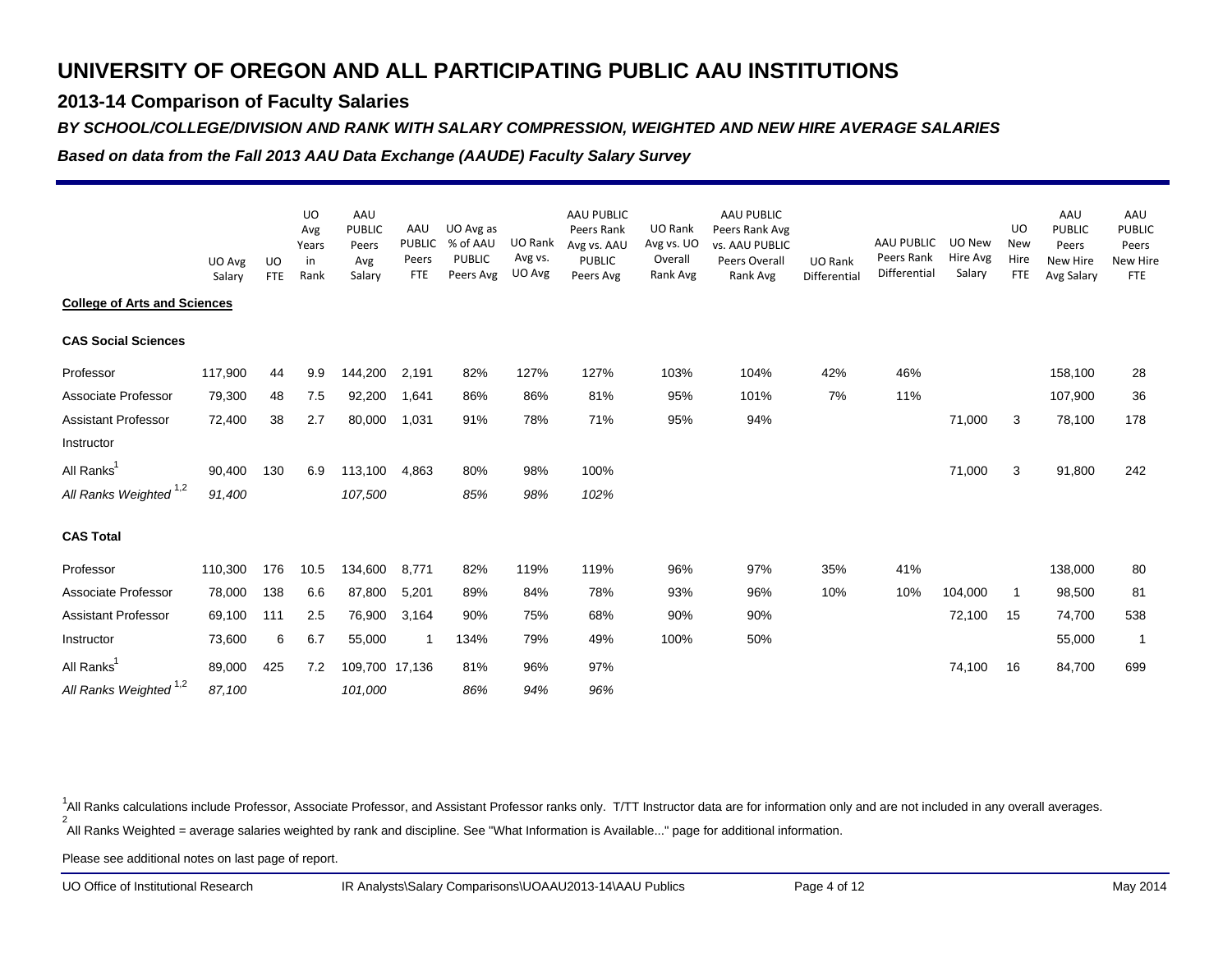# UNIVERSITY OF OREGON AND ALL PARTICIPATING PUBLIC AAU INSTITUTIONS

## 2013-14 Comparison of Faculty Salaries

***BY SCHOOL/COLLEGE/DIVISION AND RANK WITH SALARY COMPRESSION, WEIGHTED AND NEW HIRE AVERAGE SALARIES***

***Based on data from the Fall 2013 AAU Data Exchange (AAUDE) Faculty Salary Survey***

| | UO Avg Salary | UO FTE | UO Avg Years in Rank | AAU PUBLIC Peers Avg Salary | AAU PUBLIC Peers FTE | UO Avg as % of AAU PUBLIC Peers Avg | UO Rank Avg vs. UO Avg | AAU PUBLIC Peers Rank Avg vs. AAU PUBLIC Peers Avg | UO Rank Avg vs. UO Overall Rank Avg | AAU PUBLIC Peers Rank Avg vs. AAU PUBLIC Peers Overall Rank Avg | UO Rank Differential | AAU PUBLIC Peers Rank Differential | UO New Hire Avg Salary | UO New Hire FTE | AAU PUBLIC Peers New Hire Avg Salary | AAU PUBLIC Peers New Hire FTE |
|---|---|---|---|---|---|---|---|---|---|---|---|---|---|---|---|---|
| **College of Arts and Sciences** | | | | | | | | | | | | | | | | |
| **CAS Social Sciences** | | | | | | | | | | | | | | | | |
| Professor | 117,900 | 44 | 9.9 | 144,200 | 2,191 | 82% | 127% | 127% | 103% | 104% | 42% | 46% | | | 158,100 | 28 |
| Associate Professor | 79,300 | 48 | 7.5 | 92,200 | 1,641 | 86% | 86% | 81% | 95% | 101% | 7% | 11% | | | 107,900 | 36 |
| Assistant Professor | 72,400 | 38 | 2.7 | 80,000 | 1,031 | 91% | 78% | 71% | 95% | 94% | | | 71,000 | 3 | 78,100 | 178 |
| Instructor | | | | | | | | | | | | | | | | |
| All Ranks[1] | 90,400 | 130 | 6.9 | 113,100 | 4,863 | 80% | 98% | 100% | | | | | 71,000 | 3 | 91,800 | 242 |
| *All Ranks Weighted [1,2]* | *91,400* | | | *107,500* | | *85%* | *98%* | *102%* | | | | | | | | |
| **CAS Total** | | | | | | | | | | | | | | | | |
| Professor | 110,300 | 176 | 10.5 | 134,600 | 8,771 | 82% | 119% | 119% | 96% | 97% | 35% | 41% | | | 138,000 | 80 |
| Associate Professor | 78,000 | 138 | 6.6 | 87,800 | 5,201 | 89% | 84% | 78% | 93% | 96% | 10% | 10% | 104,000 | 1 | 98,500 | 81 |
| Assistant Professor | 69,100 | 111 | 2.5 | 76,900 | 3,164 | 90% | 75% | 68% | 90% | 90% | | | 72,100 | 15 | 74,700 | 538 |
| Instructor | 73,600 | 6 | 6.7 | 55,000 | 1 | 134% | 79% | 49% | 100% | 50% | | | | | 55,000 | 1 |
| All Ranks[1] | 89,000 | 425 | 7.2 | 109,700 | 17,136 | 81% | 96% | 97% | | | | | 74,100 | 16 | 84,700 | 699 |
| *All Ranks Weighted [1,2]* | *87,100* | | | *101,000* | | *86%* | *94%* | *96%* | | | | | | | | |

[1]All Ranks calculations include Professor, Associate Professor, and Assistant Professor ranks only. T/TT Instructor data are for information only and are not included in any overall averages.

[2]All Ranks Weighted = average salaries weighted by rank and discipline. See "What Information is Available..." page for additional information.

Please see additional notes on last page of report.

UO Office of Institutional Research    IR Analysts\Salary Comparisons\UOAAU2013-14\AAU Publics    May 2014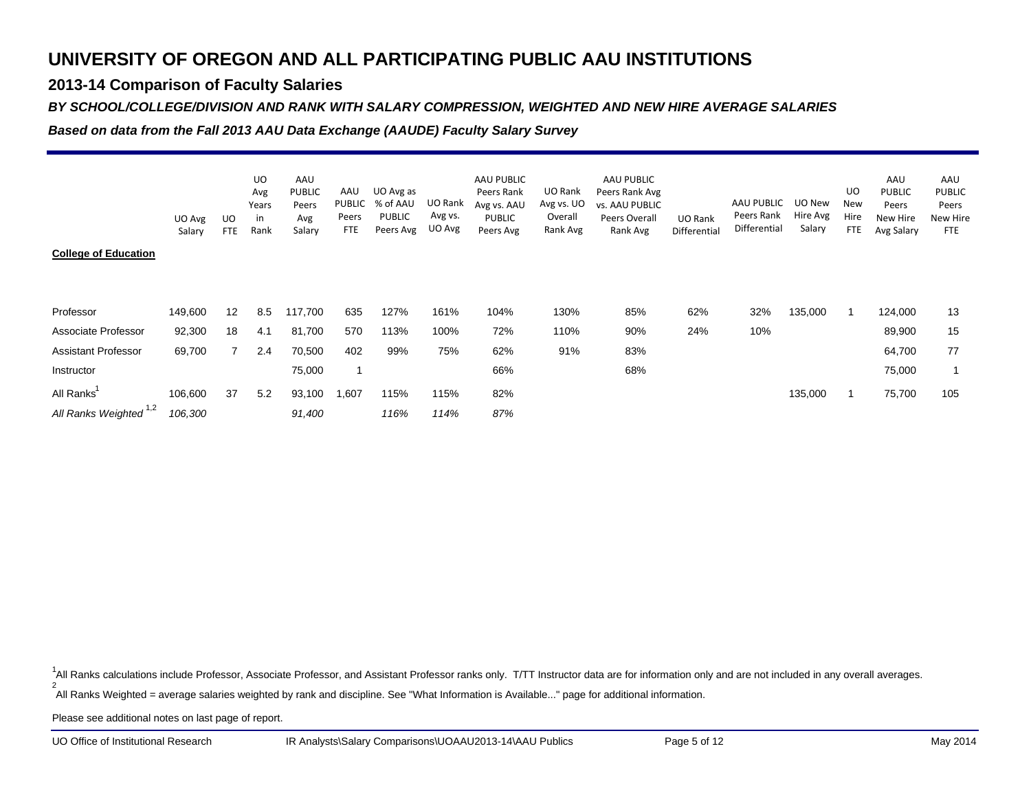# UNIVERSITY OF OREGON AND ALL PARTICIPATING PUBLIC AAU INSTITUTIONS

## 2013-14 Comparison of Faculty Salaries

***BY SCHOOL/COLLEGE/DIVISION AND RANK WITH SALARY COMPRESSION, WEIGHTED AND NEW HIRE AVERAGE SALARIES***

***Based on data from the Fall 2013 AAU Data Exchange (AAUDE) Faculty Salary Survey***

| | UO Avg Salary | UO FTE | UO Avg Years in Rank | AAU PUBLIC Peers Avg Salary | AAU PUBLIC Peers FTE | UO Avg as % of AAU PUBLIC Peers Avg | UO Rank Avg vs. UO Avg | AAU PUBLIC Peers Rank Avg vs. AAU PUBLIC Peers Avg | UO Rank Avg vs. UO Overall Rank Avg | AAU PUBLIC Peers Rank Avg vs. AAU PUBLIC Peers Overall Rank Avg | UO Rank Differential | AAU PUBLIC Peers Rank Differential | UO New Hire Avg Salary | UO New Hire FTE | AAU PUBLIC Peers New Hire Avg Salary | AAU PUBLIC Peers New Hire FTE |
|---|---|---|---|---|---|---|---|---|---|---|---|---|---|---|---|---|
| **<u>College of Education</u>** | | | | | | | | | | | | | | | | |
| Professor | 149,600 | 12 | 8.5 | 117,700 | 635 | 127% | 161% | 104% | 130% | 85% | 62% | 32% | 135,000 | 1 | 124,000 | 13 |
| Associate Professor | 92,300 | 18 | 4.1 | 81,700 | 570 | 113% | 100% | 72% | 110% | 90% | 24% | 10% | | | 89,900 | 15 |
| Assistant Professor | 69,700 | 7 | 2.4 | 70,500 | 402 | 99% | 75% | 62% | 91% | 83% | | | | | 64,700 | 77 |
| Instructor | | | | 75,000 | 1 | | | 66% | | 68% | | | | | 75,000 | 1 |
| All Ranks[1] | 106,600 | 37 | 5.2 | 93,100 | 1,607 | 115% | 115% | 82% | | | | | 135,000 | 1 | 75,700 | 105 |
| *All Ranks Weighted [1,2]* | *106,300* | | | *91,400* | | *116%* | *114%* | *87%* | | | | | | | | |

[1]All Ranks calculations include Professor, Associate Professor, and Assistant Professor ranks only. T/TT Instructor data are for information only and are not included in any overall averages.

[2]All Ranks Weighted = average salaries weighted by rank and discipline. See "What Information is Available..." page for additional information.

Please see additional notes on last page of report.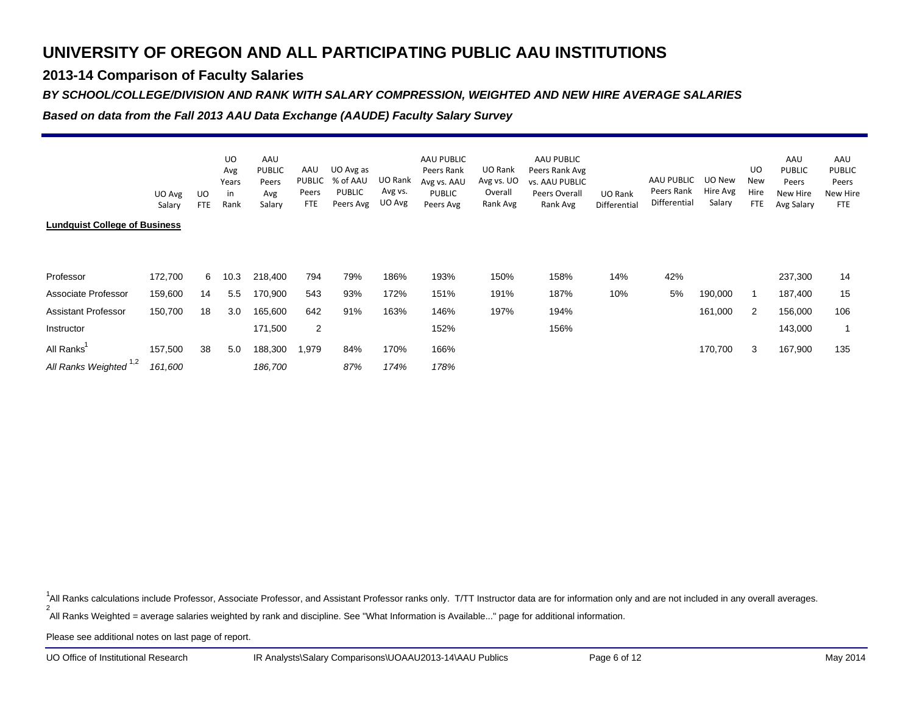# UNIVERSITY OF OREGON AND ALL PARTICIPATING PUBLIC AAU INSTITUTIONS

## 2013-14 Comparison of Faculty Salaries

***BY SCHOOL/COLLEGE/DIVISION AND RANK WITH SALARY COMPRESSION, WEIGHTED AND NEW HIRE AVERAGE SALARIES***

***Based on data from the Fall 2013 AAU Data Exchange (AAUDE) Faculty Salary Survey***

| | UO Avg Salary | UO FTE | UO Avg Years in Rank | AAU PUBLIC Peers Avg Salary | AAU PUBLIC Peers FTE | UO Avg as % of AAU PUBLIC Peers Avg | UO Rank Avg vs. UO Avg | AAU PUBLIC Peers Rank Avg vs. AAU PUBLIC Peers Avg | UO Rank Avg vs. UO Overall Rank Avg | AAU PUBLIC Peers Rank Avg vs. AAU PUBLIC Peers Overall Rank Avg | UO Rank Differential | AAU PUBLIC Peers Rank Differential | UO New Hire Avg Salary | UO New Hire FTE | AAU PUBLIC Peers New Hire Avg Salary | AAU PUBLIC Peers New Hire FTE |
|---|---|---|---|---|---|---|---|---|---|---|---|---|---|---|---|---|
| **Lundquist College of Business** | | | | | | | | | | | | | | | | |
| Professor | 172,700 | 6 | 10.3 | 218,400 | 794 | 79% | 186% | 193% | 150% | 158% | 14% | 42% | | | 237,300 | 14 |
| Associate Professor | 159,600 | 14 | 5.5 | 170,900 | 543 | 93% | 172% | 151% | 191% | 187% | 10% | 5% | 190,000 | 1 | 187,400 | 15 |
| Assistant Professor | 150,700 | 18 | 3.0 | 165,600 | 642 | 91% | 163% | 146% | 197% | 194% | | | 161,000 | 2 | 156,000 | 106 |
| Instructor | | | | 171,500 | 2 | | | 152% | | 156% | | | | | 143,000 | 1 |
| All Ranks[1] | 157,500 | 38 | 5.0 | 188,300 | 1,979 | 84% | 170% | 166% | | | | | 170,700 | 3 | 167,900 | 135 |
| *All Ranks Weighted* [1,2] | *161,600* | | | *186,700* | | *87%* | *174%* | *178%* | | | | | | | | |

[1]All Ranks calculations include Professor, Associate Professor, and Assistant Professor ranks only. T/TT Instructor data are for information only and are not included in any overall averages.

[2]All Ranks Weighted = average salaries weighted by rank and discipline. See "What Information is Available..." page for additional information.

Please see additional notes on last page of report.

UO Office of Institutional Research    IR Analysts\Salary Comparisons\UOAAU2013-14\AAU Publics    May 2014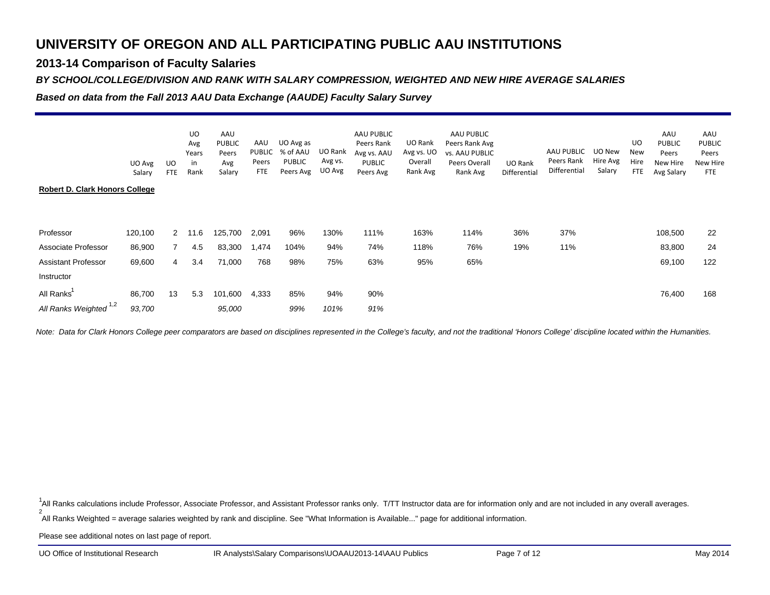# UNIVERSITY OF OREGON AND ALL PARTICIPATING PUBLIC AAU INSTITUTIONS

## 2013-14 Comparison of Faculty Salaries

***BY SCHOOL/COLLEGE/DIVISION AND RANK WITH SALARY COMPRESSION, WEIGHTED AND NEW HIRE AVERAGE SALARIES***

***Based on data from the Fall 2013 AAU Data Exchange (AAUDE) Faculty Salary Survey***

| | UO Avg Salary | UO FTE | UO Avg Years in Rank | AAU PUBLIC Peers Avg Salary | AAU PUBLIC Peers FTE | UO Avg as % of AAU PUBLIC Peers Avg | UO Rank Avg vs. UO Avg | AAU PUBLIC Peers Rank Avg vs. AAU PUBLIC Peers Avg | UO Rank Avg vs. UO Overall Rank Avg | AAU PUBLIC Peers Rank Avg vs. AAU PUBLIC Peers Overall Rank Avg | UO Rank Differential | AAU PUBLIC Peers Rank Differential | UO New Hire Avg Salary | UO New Hire FTE | AAU PUBLIC Peers New Hire Avg Salary | AAU PUBLIC Peers New Hire FTE |
|---|---|---|---|---|---|---|---|---|---|---|---|---|---|---|---|---|
| **Robert D. Clark Honors College** | | | | | | | | | | | | | | | | |
| Professor | 120,100 | 2 | 11.6 | 125,700 | 2,091 | 96% | 130% | 111% | 163% | 114% | 36% | 37% | | | 108,500 | 22 |
| Associate Professor | 86,900 | 7 | 4.5 | 83,300 | 1,474 | 104% | 94% | 74% | 118% | 76% | 19% | 11% | | | 83,800 | 24 |
| Assistant Professor | 69,600 | 4 | 3.4 | 71,000 | 768 | 98% | 75% | 63% | 95% | 65% | | | | | 69,100 | 122 |
| Instructor | | | | | | | | | | | | | | | | |
| All Ranks[1] | 86,700 | 13 | 5.3 | 101,600 | 4,333 | 85% | 94% | 90% | | | | | | | 76,400 | 168 |
| *All Ranks Weighted [1,2]* | *93,700* | | | *95,000* | | *99%* | *101%* | *91%* | | | | | | | | |

*Note: Data for Clark Honors College peer comparators are based on disciplines represented in the College's faculty, and not the traditional 'Honors College' discipline located within the Humanities.*

[1]All Ranks calculations include Professor, Associate Professor, and Assistant Professor ranks only. T/TT Instructor data are for information only and are not included in any overall averages.

[2]All Ranks Weighted = average salaries weighted by rank and discipline. See "What Information is Available..." page for additional information.

Please see additional notes on last page of report.

UO Office of Institutional Research    IR Analysts\Salary Comparisons\UOAAU2013-14\AAU Publics    May 2014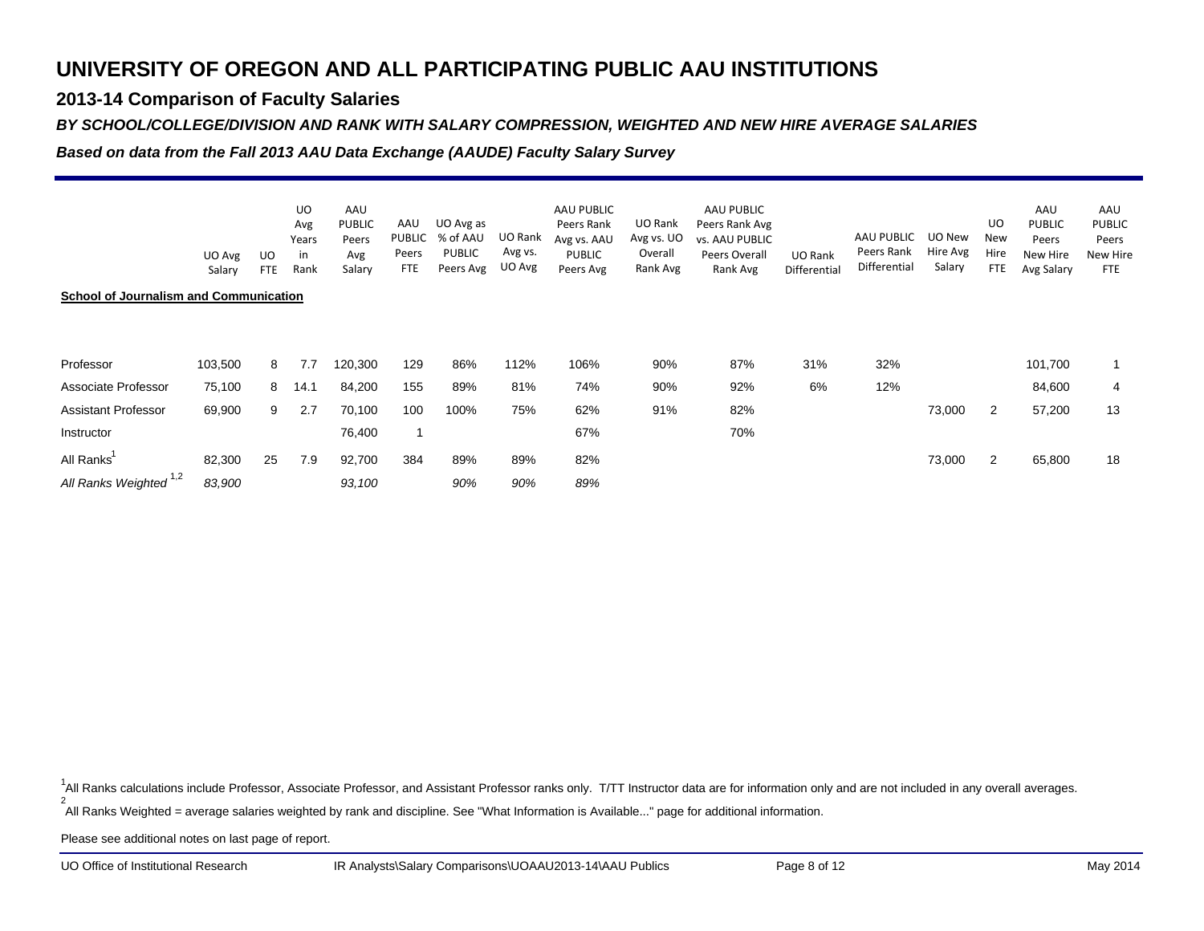# UNIVERSITY OF OREGON AND ALL PARTICIPATING PUBLIC AAU INSTITUTIONS

## 2013-14 Comparison of Faculty Salaries

### *BY SCHOOL/COLLEGE/DIVISION AND RANK WITH SALARY COMPRESSION, WEIGHTED AND NEW HIRE AVERAGE SALARIES*

### *Based on data from the Fall 2013 AAU Data Exchange (AAUDE) Faculty Salary Survey*

| | UO Avg Salary | UO FTE | UO Avg Years in Rank | AAU PUBLIC Peers Avg Salary | AAU PUBLIC Peers FTE | UO Avg as % of AAU PUBLIC Peers Avg | UO Rank Avg vs. UO Avg | AAU PUBLIC Peers Rank Avg vs. AAU PUBLIC Peers Avg | UO Rank Avg vs. UO Overall Rank Avg | AAU PUBLIC Peers Rank Avg vs. AAU PUBLIC Peers Overall Rank Avg | UO Rank Differential | AAU PUBLIC Peers Rank Differential | UO New Hire Avg Salary | UO New Hire FTE | AAU PUBLIC Peers New Hire Avg Salary | AAU PUBLIC Peers New Hire FTE |
|---|---|---|---|---|---|---|---|---|---|---|---|---|---|---|---|---|
| **School of Journalism and Communication** | | | | | | | | | | | | | | | | |
| Professor | 103,500 | 8 | 7.7 | 120,300 | 129 | 86% | 112% | 106% | 90% | 87% | 31% | 32% | | | 101,700 | 1 |
| Associate Professor | 75,100 | 8 | 14.1 | 84,200 | 155 | 89% | 81% | 74% | 90% | 92% | 6% | 12% | | | 84,600 | 4 |
| Assistant Professor | 69,900 | 9 | 2.7 | 70,100 | 100 | 100% | 75% | 62% | 91% | 82% | | | 73,000 | 2 | 57,200 | 13 |
| Instructor | | | | 76,400 | 1 | | | 67% | | 70% | | | | | | |
| All Ranks[1] | 82,300 | 25 | 7.9 | 92,700 | 384 | 89% | 89% | 82% | | | | | 73,000 | 2 | 65,800 | 18 |
| *All Ranks Weighted [1,2]* | *83,900* | | | *93,100* | | *90%* | *90%* | *89%* | | | | | | | | |

[1]All Ranks calculations include Professor, Associate Professor, and Assistant Professor ranks only. T/TT Instructor data are for information only and are not included in any overall averages.

[2]All Ranks Weighted = average salaries weighted by rank and discipline. See "What Information is Available..." page for additional information.

Please see additional notes on last page of report.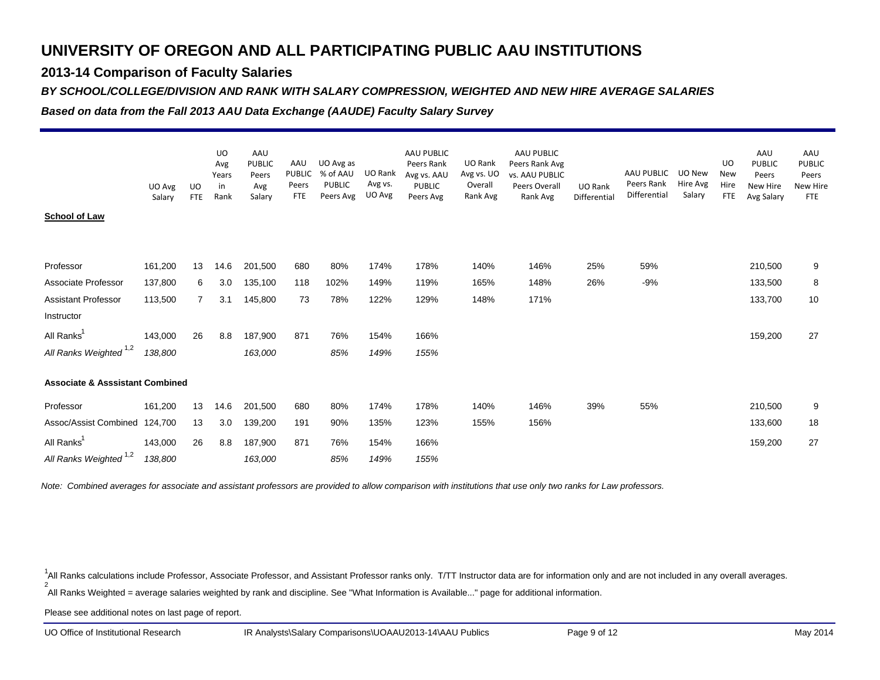# UNIVERSITY OF OREGON AND ALL PARTICIPATING PUBLIC AAU INSTITUTIONS

## 2013-14 Comparison of Faculty Salaries

***BY SCHOOL/COLLEGE/DIVISION AND RANK WITH SALARY COMPRESSION, WEIGHTED AND NEW HIRE AVERAGE SALARIES***

***Based on data from the Fall 2013 AAU Data Exchange (AAUDE) Faculty Salary Survey***

| | UO Avg Salary | UO FTE | UO Avg Years in Rank | AAU PUBLIC Peers Avg Salary | AAU PUBLIC Peers FTE | UO Avg as % of AAU PUBLIC Peers Avg | UO Rank Avg vs. UO Avg | AAU PUBLIC Peers Rank Avg vs. AAU PUBLIC Peers Avg | UO Rank Avg vs. UO Overall Rank Avg | AAU PUBLIC Peers Rank Avg vs. AAU PUBLIC Peers Overall Rank Avg | UO Rank Differential | AAU PUBLIC Peers Rank Differential | UO New Hire Avg Salary | UO New Hire FTE | AAU PUBLIC Peers New Hire Avg Salary | AAU PUBLIC Peers New Hire FTE |
|---|---|---|---|---|---|---|---|---|---|---|---|---|---|---|---|---|
| **School of Law** | | | | | | | | | | | | | | | | |
| Professor | 161,200 | 13 | 14.6 | 201,500 | 680 | 80% | 174% | 178% | 140% | 146% | 25% | 59% | | | 210,500 | 9 |
| Associate Professor | 137,800 | 6 | 3.0 | 135,100 | 118 | 102% | 149% | 119% | 165% | 148% | 26% | -9% | | | 133,500 | 8 |
| Assistant Professor | 113,500 | 7 | 3.1 | 145,800 | 73 | 78% | 122% | 129% | 148% | 171% | | | | | 133,700 | 10 |
| Instructor | | | | | | | | | | | | | | | | |
| All Ranks[1] | 143,000 | 26 | 8.8 | 187,900 | 871 | 76% | 154% | 166% | | | | | | | 159,200 | 27 |
| *All Ranks Weighted [1,2]* | *138,800* | | | *163,000* | | *85%* | *149%* | *155%* | | | | | | | | |
| **Associate & Asssistant Combined** | | | | | | | | | | | | | | | | |
| Professor | 161,200 | 13 | 14.6 | 201,500 | 680 | 80% | 174% | 178% | 140% | 146% | 39% | 55% | | | 210,500 | 9 |
| Assoc/Assist Combined | 124,700 | 13 | 3.0 | 139,200 | 191 | 90% | 135% | 123% | 155% | 156% | | | | | 133,600 | 18 |
| All Ranks[1] | 143,000 | 26 | 8.8 | 187,900 | 871 | 76% | 154% | 166% | | | | | | | 159,200 | 27 |
| *All Ranks Weighted [1,2]* | *138,800* | | | *163,000* | | *85%* | *149%* | *155%* | | | | | | | | |

*Note: Combined averages for associate and assistant professors are provided to allow comparison with institutions that use only two ranks for Law professors.*

[1] All Ranks calculations include Professor, Associate Professor, and Assistant Professor ranks only. T/TT Instructor data are for information only and are not included in any overall averages.

[2] All Ranks Weighted = average salaries weighted by rank and discipline. See "What Information is Available..." page for additional information.

Please see additional notes on last page of report.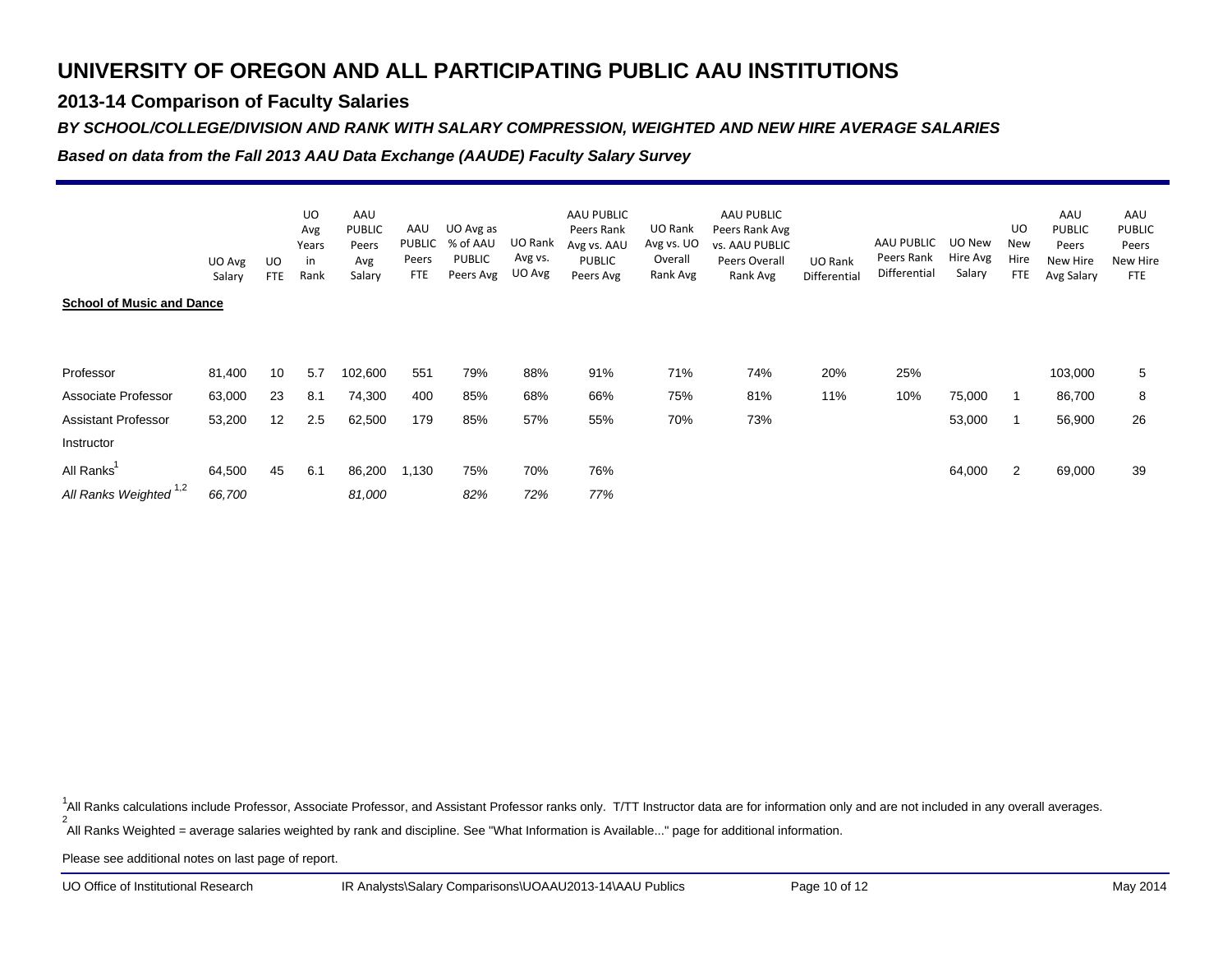# UNIVERSITY OF OREGON AND ALL PARTICIPATING PUBLIC AAU INSTITUTIONS

## 2013-14 Comparison of Faculty Salaries

### *BY SCHOOL/COLLEGE/DIVISION AND RANK WITH SALARY COMPRESSION, WEIGHTED AND NEW HIRE AVERAGE SALARIES*

### *Based on data from the Fall 2013 AAU Data Exchange (AAUDE) Faculty Salary Survey*

| | UO Avg Salary | UO FTE | UO Avg Years in Rank | AAU PUBLIC Peers Avg Salary | AAU PUBLIC Peers FTE | UO Avg as % of AAU PUBLIC Peers Avg | UO Rank Avg vs. UO Avg | AAU PUBLIC Peers Rank Avg vs. AAU PUBLIC Peers Avg | UO Rank Avg vs. UO Overall Rank Avg | AAU PUBLIC Peers Rank Avg vs. AAU PUBLIC Peers Overall Rank Avg | UO Rank Differential | AAU PUBLIC Peers Rank Differential | UO New Hire Avg Salary | UO New Hire FTE | AAU PUBLIC Peers New Hire Avg Salary | AAU PUBLIC Peers New Hire FTE |
|---|---|---|---|---|---|---|---|---|---|---|---|---|---|---|---|---|
| **School of Music and Dance** | | | | | | | | | | | | | | | | |
| Professor | 81,400 | 10 | 5.7 | 102,600 | 551 | 79% | 88% | 91% | 71% | 74% | 20% | 25% | | | 103,000 | 5 |
| Associate Professor | 63,000 | 23 | 8.1 | 74,300 | 400 | 85% | 68% | 66% | 75% | 81% | 11% | 10% | 75,000 | 1 | 86,700 | 8 |
| Assistant Professor | 53,200 | 12 | 2.5 | 62,500 | 179 | 85% | 57% | 55% | 70% | 73% | | | 53,000 | 1 | 56,900 | 26 |
| Instructor | | | | | | | | | | | | | | | | |
| All Ranks[1] | 64,500 | 45 | 6.1 | 86,200 | 1,130 | 75% | 70% | 76% | | | | | 64,000 | 2 | 69,000 | 39 |
| *All Ranks Weighted [1,2]* | *66,700* | | | *81,000* | | *82%* | *72%* | *77%* | | | | | | | | |

[1]All Ranks calculations include Professor, Associate Professor, and Assistant Professor ranks only. T/TT Instructor data are for information only and are not included in any overall averages.

[2]All Ranks Weighted = average salaries weighted by rank and discipline. See "What Information is Available..." page for additional information.

Please see additional notes on last page of report.

UO Office of Institutional Research IR Analysts\Salary Comparisons\UOAAU2013-14\AAU Publics May 2014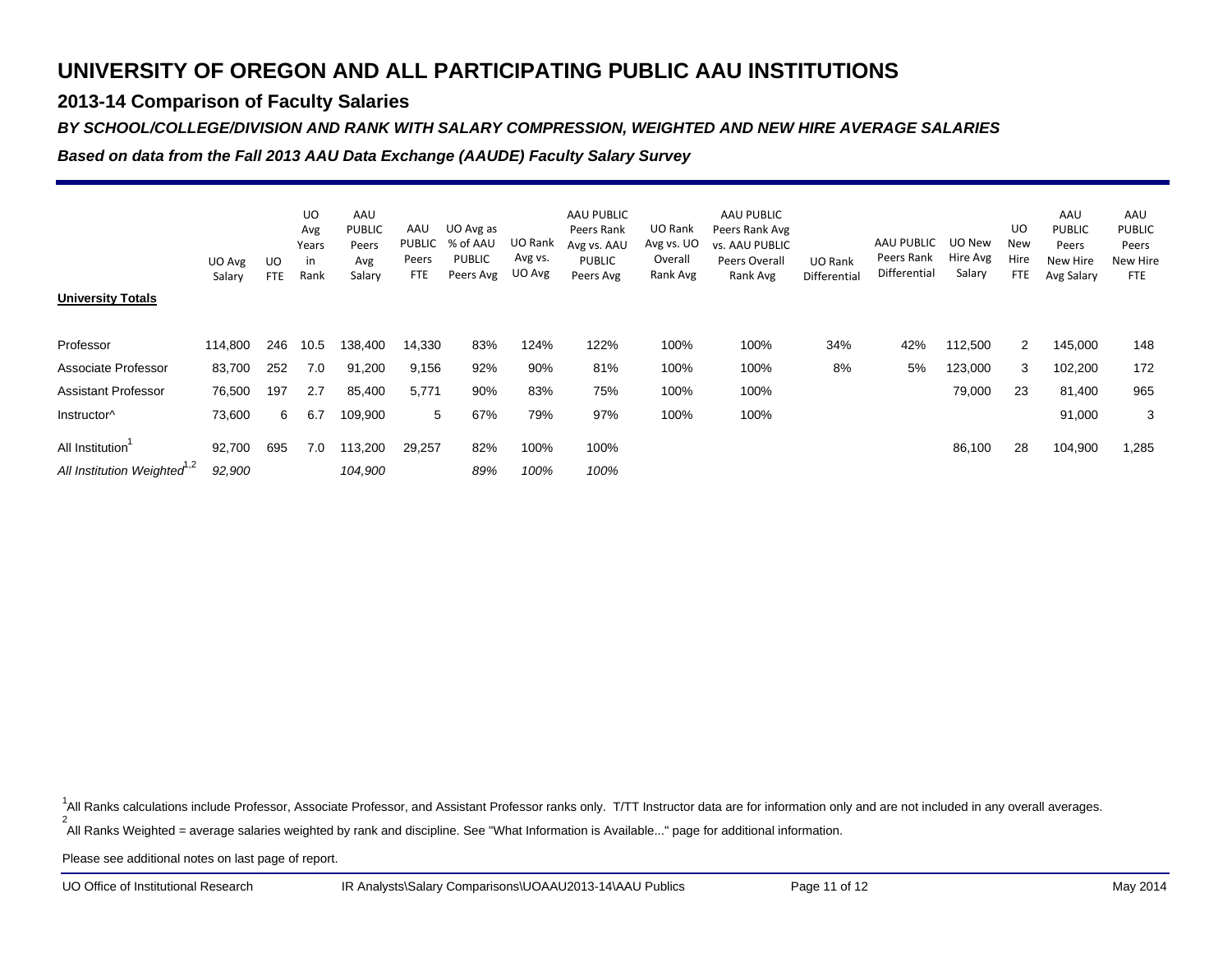# UNIVERSITY OF OREGON AND ALL PARTICIPATING PUBLIC AAU INSTITUTIONS

## 2013-14 Comparison of Faculty Salaries

***BY SCHOOL/COLLEGE/DIVISION AND RANK WITH SALARY COMPRESSION, WEIGHTED AND NEW HIRE AVERAGE SALARIES***

***Based on data from the Fall 2013 AAU Data Exchange (AAUDE) Faculty Salary Survey***

| **University Totals** | UO Avg Salary | UO FTE | UO Avg Years in Rank | AAU PUBLIC Peers Avg Salary | AAU PUBLIC Peers FTE | UO Avg as % of AAU PUBLIC Peers Avg | UO Rank Avg vs. UO Avg | AAU PUBLIC Peers Rank Avg vs. AAU PUBLIC Peers Avg | UO Rank Avg vs. UO Overall Rank Avg | AAU PUBLIC Peers Rank Avg vs. AAU PUBLIC Peers Overall Rank Avg | UO Rank Differential | AAU PUBLIC Peers Rank Differential | UO New Hire Avg Salary | UO New Hire FTE | AAU PUBLIC Peers New Hire Avg Salary | AAU PUBLIC Peers New Hire FTE |
|---|---|---|---|---|---|---|---|---|---|---|---|---|---|---|---|---|
| Professor | 114,800 | 246 | 10.5 | 138,400 | 14,330 | 83% | 124% | 122% | 100% | 100% | 34% | 42% | 112,500 | 2 | 145,000 | 148 |
| Associate Professor | 83,700 | 252 | 7.0 | 91,200 | 9,156 | 92% | 90% | 81% | 100% | 100% | 8% | 5% | 123,000 | 3 | 102,200 | 172 |
| Assistant Professor | 76,500 | 197 | 2.7 | 85,400 | 5,771 | 90% | 83% | 75% | 100% | 100% | | | 79,000 | 23 | 81,400 | 965 |
| Instructor^ | 73,600 | 6 | 6.7 | 109,900 | 5 | 67% | 79% | 97% | 100% | 100% | | | | | 91,000 | 3 |
| All Institution[1] | 92,700 | 695 | 7.0 | 113,200 | 29,257 | 82% | 100% | 100% | | | | | 86,100 | 28 | 104,900 | 1,285 |
| *All Institution Weighted[1,2]* | *92,900* | | | *104,900* | | *89%* | *100%* | *100%* | | | | | | | | |

[1]All Ranks calculations include Professor, Associate Professor, and Assistant Professor ranks only. T/TT Instructor data are for information only and are not included in any overall averages.

[2]All Ranks Weighted = average salaries weighted by rank and discipline. See "What Information is Available..." page for additional information.

Please see additional notes on last page of report.

UO Office of Institutional Research    IR Analysts\Salary Comparisons\UOAAU2013-14\AAU Publics    May 2014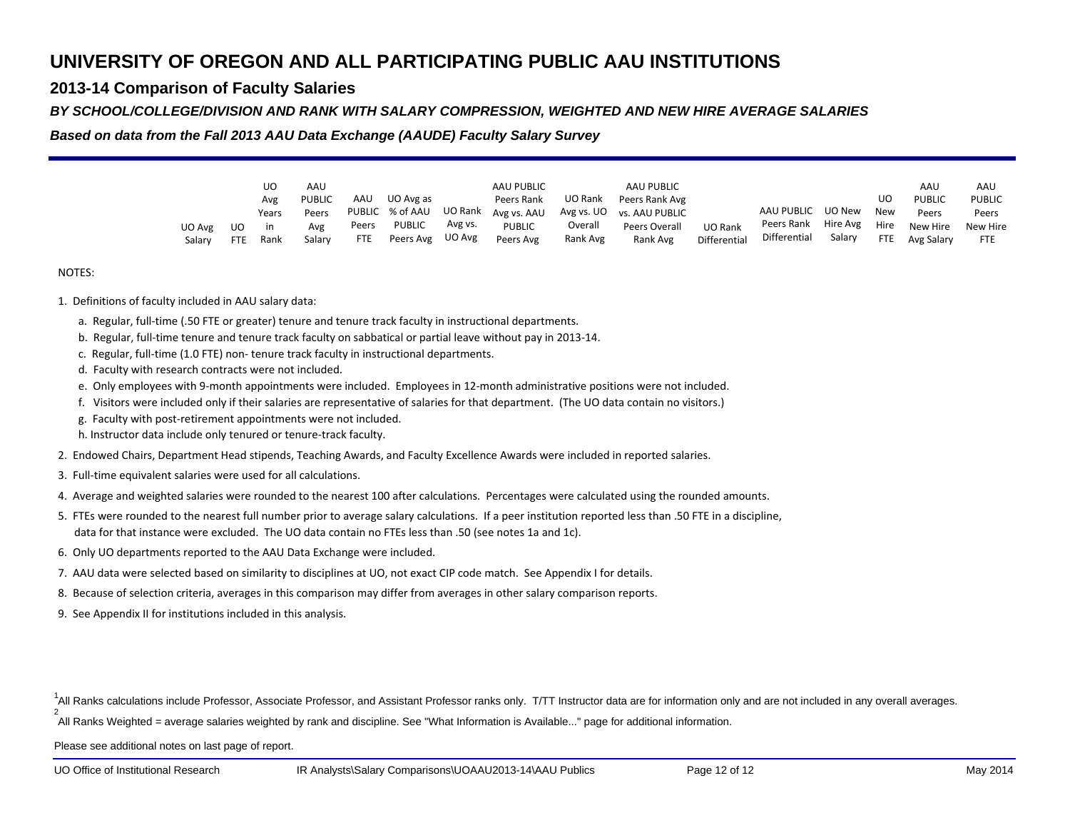# UNIVERSITY OF OREGON AND ALL PARTICIPATING PUBLIC AAU INSTITUTIONS

## 2013-14 Comparison of Faculty Salaries

### *BY SCHOOL/COLLEGE/DIVISION AND RANK WITH SALARY COMPRESSION, WEIGHTED AND NEW HIRE AVERAGE SALARIES*

### *Based on data from the Fall 2013 AAU Data Exchange (AAUDE) Faculty Salary Survey*

| | UO Avg Salary | UO FTE | UO Avg Years in Rank | AAU PUBLIC Peers Avg Salary | AAU PUBLIC Peers FTE | UO Avg as % of AAU PUBLIC Peers Avg | UO Rank Avg vs. UO Avg | AAU PUBLIC Peers Rank Avg vs. AAU PUBLIC Peers Avg | UO Rank Avg vs. UO Overall Rank Avg | AAU PUBLIC Peers Rank Avg vs. AAU PUBLIC Peers Overall Rank Avg | UO Rank Differential | AAU PUBLIC Peers Rank Differential | UO New Hire Avg Salary | UO New Hire FTE | AAU PUBLIC Peers New Hire Avg Salary | AAU PUBLIC Peers New Hire FTE |
|---|---|---|---|---|---|---|---|---|---|---|---|---|---|---|---|---|

NOTES:

1. Definitions of faculty included in AAU salary data:
   a. Regular, full-time (.50 FTE or greater) tenure and tenure track faculty in instructional departments.
   b. Regular, full-time tenure and tenure track faculty on sabbatical or partial leave without pay in 2013-14.
   c. Regular, full-time (1.0 FTE) non- tenure track faculty in instructional departments.
   d. Faculty with research contracts were not included.
   e. Only employees with 9-month appointments were included. Employees in 12-month administrative positions were not included.
   f. Visitors were included only if their salaries are representative of salaries for that department. (The UO data contain no visitors.)
   g. Faculty with post-retirement appointments were not included.
   h. Instructor data include only tenured or tenure-track faculty.
2. Endowed Chairs, Department Head stipends, Teaching Awards, and Faculty Excellence Awards were included in reported salaries.
3. Full-time equivalent salaries were used for all calculations.
4. Average and weighted salaries were rounded to the nearest 100 after calculations. Percentages were calculated using the rounded amounts.
5. FTEs were rounded to the nearest full number prior to average salary calculations. If a peer institution reported less than .50 FTE in a discipline, data for that instance were excluded. The UO data contain no FTEs less than .50 (see notes 1a and 1c).
6. Only UO departments reported to the AAU Data Exchange were included.
7. AAU data were selected based on similarity to disciplines at UO, not exact CIP code match. See Appendix I for details.
8. Because of selection criteria, averages in this comparison may differ from averages in other salary comparison reports.
9. See Appendix II for institutions included in this analysis.

[1] All Ranks calculations include Professor, Associate Professor, and Assistant Professor ranks only. T/TT Instructor data are for information only and are not included in any overall averages.

[2] All Ranks Weighted = average salaries weighted by rank and discipline. See "What Information is Available..." page for additional information.

Please see additional notes on last page of report.